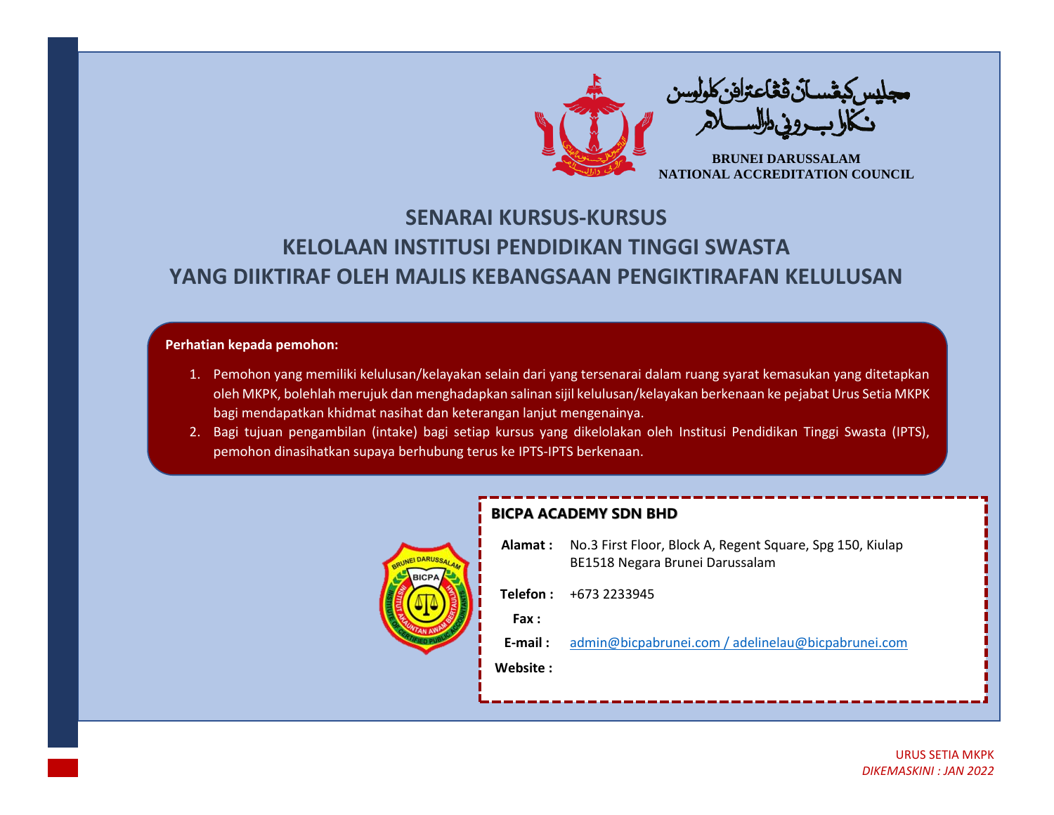مجليس كبڠسا ءن ڤڠيعترافن كلولوسن
نݢارا بروني دارالسلام

**BRUNEI DARUSSALAM**
**NATIONAL ACCREDITATION COUNCIL**

# SENARAI KURSUS-KURSUS
# KELOLAAN INSTITUSI PENDIDIKAN TINGGI SWASTA
# YANG DIIKTIRAF OLEH MAJLIS KEBANGSAAN PENGIKTIRAFAN KELULUSAN

**Perhatian kepada pemohon:**

1. Pemohon yang memiliki kelulusan/kelayakan selain dari yang tersenarai dalam ruang syarat kemasukan yang ditetapkan oleh MKPK, bolehlah merujuk dan menghadapkan salinan sijil kelulusan/kelayakan berkenaan ke pejabat Urus Setia MKPK bagi mendapatkan khidmat nasihat dan keterangan lanjut mengenainya.
2. Bagi tujuan pengambilan (intake) bagi setiap kursus yang dikelolakan oleh Institusi Pendidikan Tinggi Swasta (IPTS), pemohon dinasihatkan supaya berhubung terus ke IPTS-IPTS berkenaan.

## BICPA ACADEMY SDN BHD

**Alamat :** No.3 First Floor, Block A, Regent Square, Spg 150, Kiulap
BE1518 Negara Brunei Darussalam

**Telefon :** +673 2233945

**Fax :**

**E-mail :** admin@bicpabrunei.com / adelinelau@bicpabrunei.com

**Website :**

URUS SETIA MKPK
*DIKEMASKINI : JAN 2022*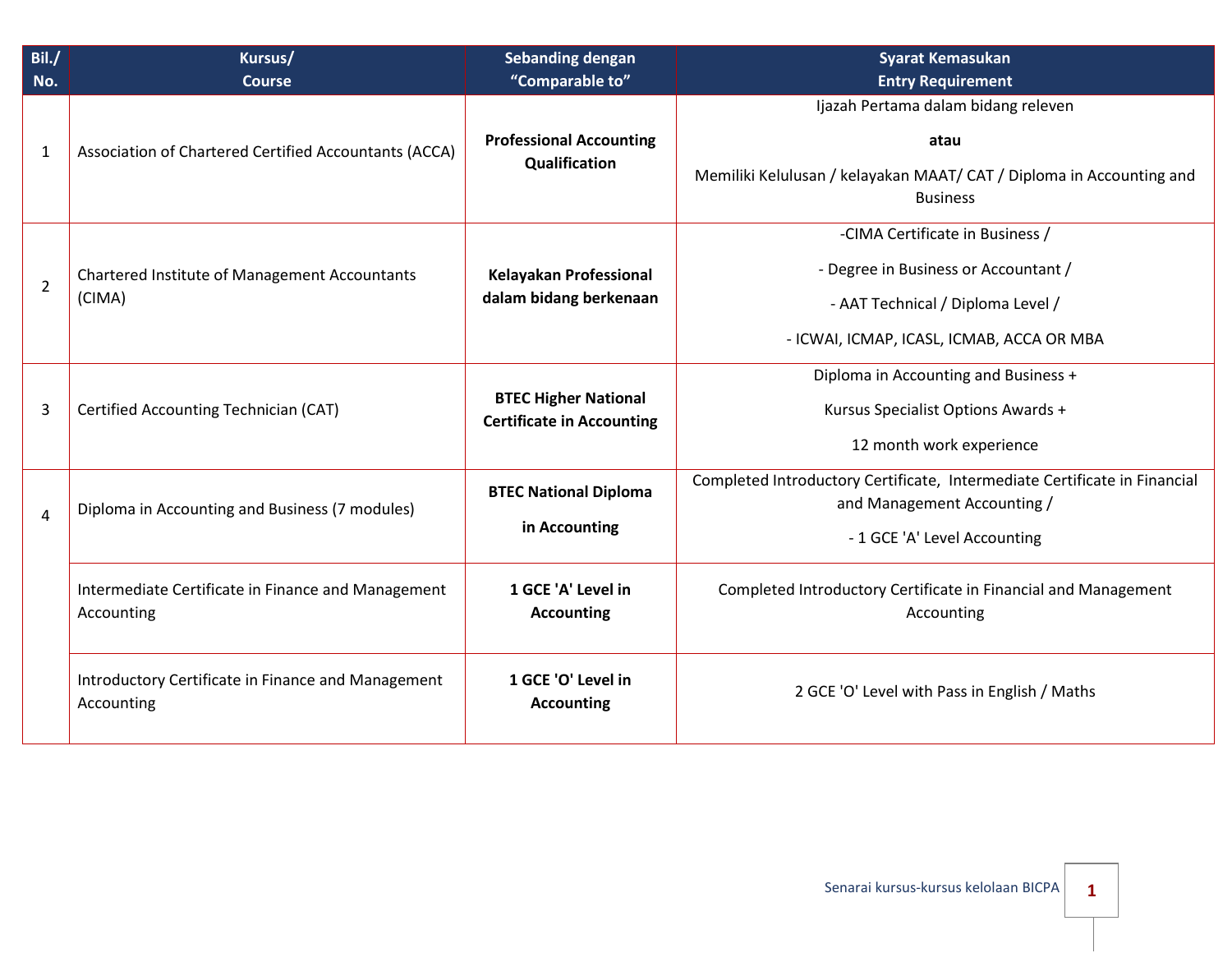| Bil./ No. | Kursus/ Course | Sebanding dengan "Comparable to" | Syarat Kemasukan Entry Requirement |
|---|---|---|---|
| 1 | Association of Chartered Certified Accountants (ACCA) | **Professional Accounting Qualification** | Ijazah Pertama dalam bidang releven<br>**atau**<br>Memiliki Kelulusan / kelayakan MAAT/ CAT / Diploma in Accounting and Business |
| 2 | Chartered Institute of Management Accountants (CIMA) | **Kelayakan Professional dalam bidang berkenaan** | -CIMA Certificate in Business /<br>- Degree in Business or Accountant /<br>- AAT Technical / Diploma Level /<br>- ICWAI, ICMAP, ICASL, ICMAB, ACCA OR MBA |
| 3 | Certified Accounting Technician (CAT) | **BTEC Higher National Certificate in Accounting** | Diploma in Accounting and Business +<br>Kursus Specialist Options Awards +<br>12 month work experience |
| 4 | Diploma in Accounting and Business (7 modules) | **BTEC National Diploma in Accounting** | Completed Introductory Certificate, Intermediate Certificate in Financial and Management Accounting /<br>- 1 GCE 'A' Level Accounting |
| | Intermediate Certificate in Finance and Management Accounting | **1 GCE 'A' Level in Accounting** | Completed Introductory Certificate in Financial and Management Accounting |
| | Introductory Certificate in Finance and Management Accounting | **1 GCE 'O' Level in Accounting** | 2 GCE 'O' Level with Pass in English / Maths |